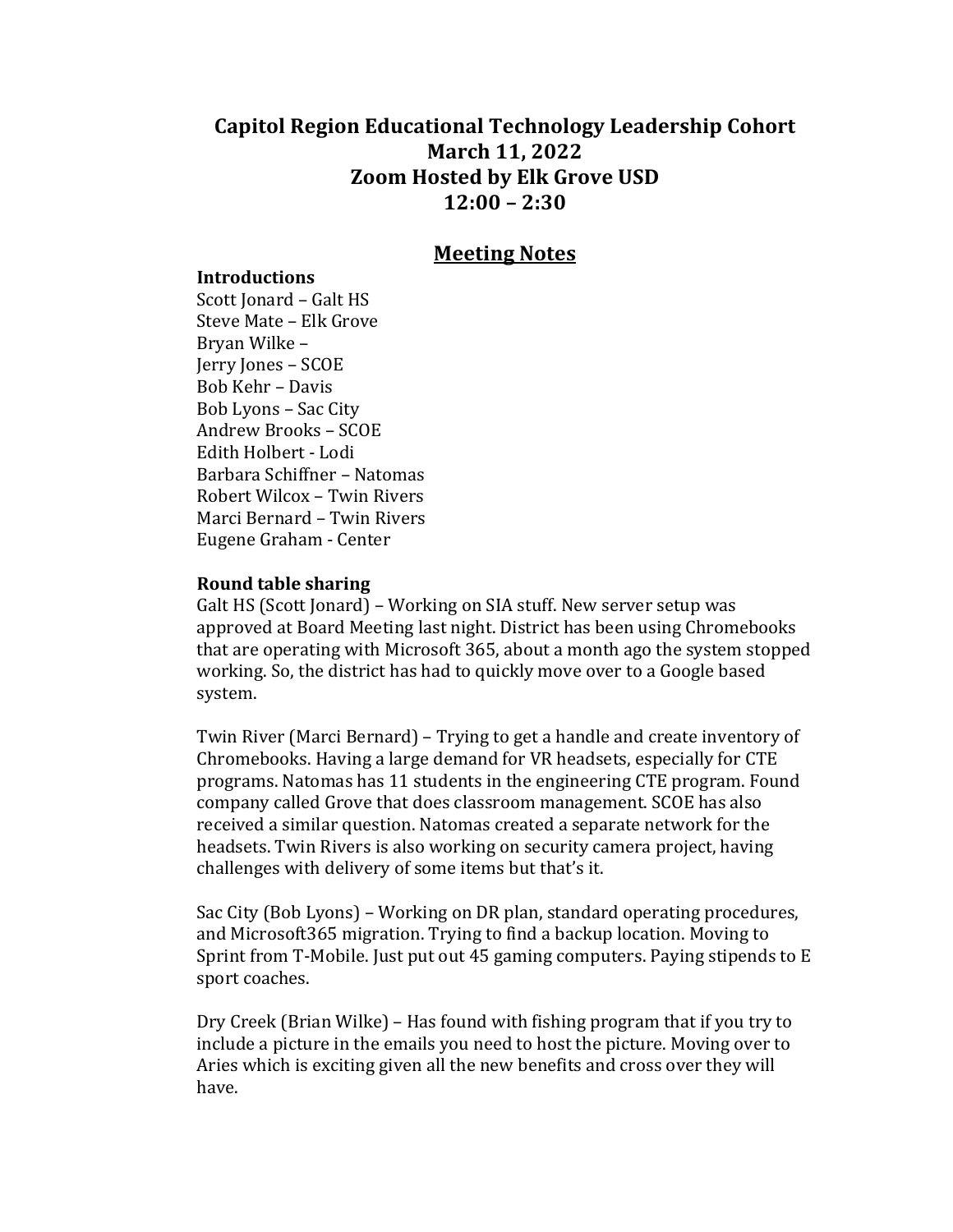# Capitol Region Educational Technology Leadership Cohort

**March 11, 2022**

**Zoom Hosted by Elk Grove USD**

**12:00 – 2:30**

## Meeting Notes

### Introductions

Scott Jonard – Galt HS
Steve Mate – Elk Grove
Bryan Wilke –
Jerry Jones – SCOE
Bob Kehr – Davis
Bob Lyons – Sac City
Andrew Brooks – SCOE
Edith Holbert - Lodi
Barbara Schiffner – Natomas
Robert Wilcox – Twin Rivers
Marci Bernard – Twin Rivers
Eugene Graham - Center

### Round table sharing

Galt HS (Scott Jonard) – Working on SIA stuff. New server setup was approved at Board Meeting last night. District has been using Chromebooks that are operating with Microsoft 365, about a month ago the system stopped working. So, the district has had to quickly move over to a Google based system.

Twin River (Marci Bernard) – Trying to get a handle and create inventory of Chromebooks. Having a large demand for VR headsets, especially for CTE programs. Natomas has 11 students in the engineering CTE program. Found company called Grove that does classroom management. SCOE has also received a similar question. Natomas created a separate network for the headsets. Twin Rivers is also working on security camera project, having challenges with delivery of some items but that's it.

Sac City (Bob Lyons) – Working on DR plan, standard operating procedures, and Microsoft365 migration. Trying to find a backup location. Moving to Sprint from T-Mobile. Just put out 45 gaming computers. Paying stipends to E sport coaches.

Dry Creek (Brian Wilke) – Has found with fishing program that if you try to include a picture in the emails you need to host the picture. Moving over to Aries which is exciting given all the new benefits and cross over they will have.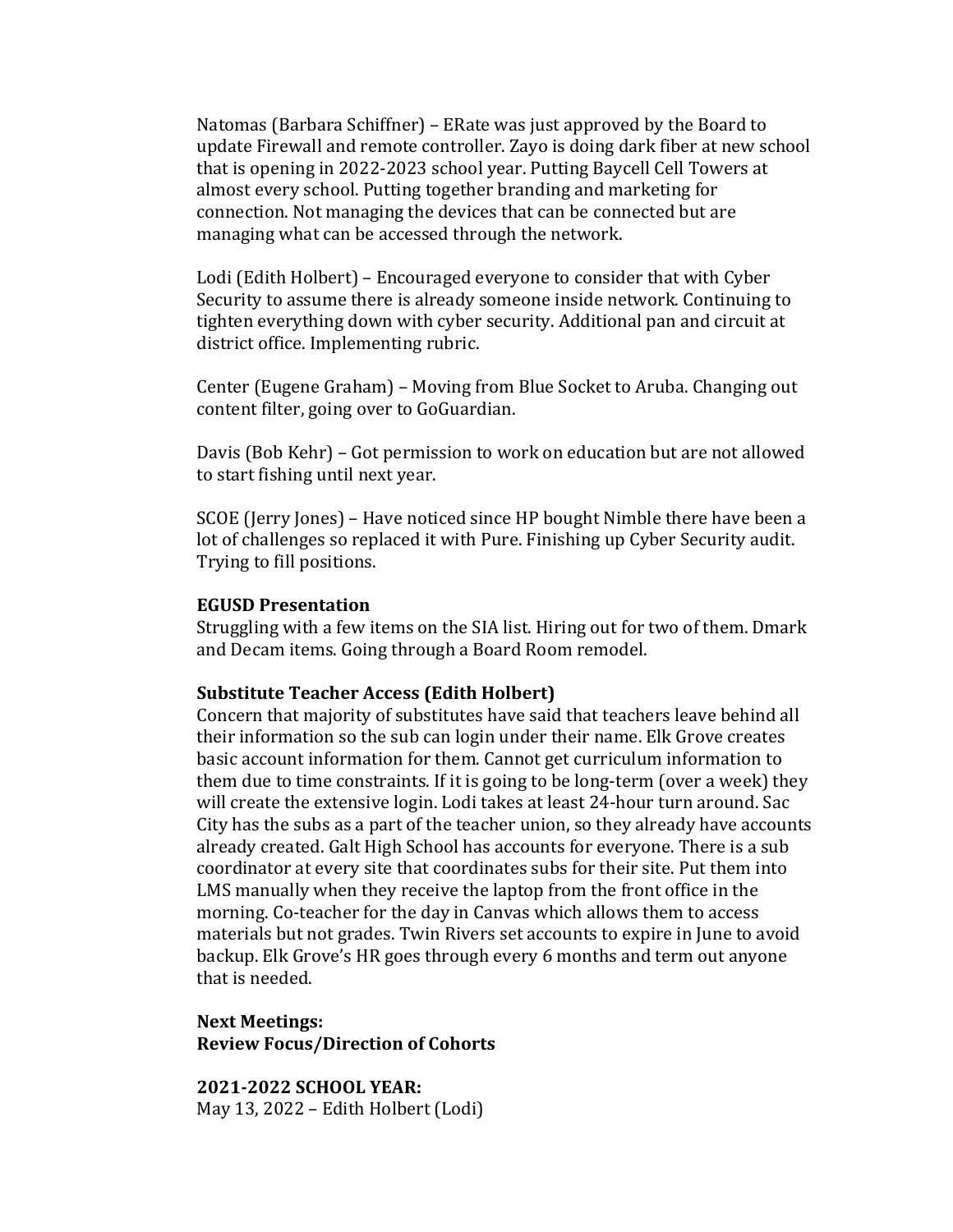Natomas (Barbara Schiffner) – ERate was just approved by the Board to update Firewall and remote controller. Zayo is doing dark fiber at new school that is opening in 2022-2023 school year. Putting Baycell Cell Towers at almost every school. Putting together branding and marketing for connection. Not managing the devices that can be connected but are managing what can be accessed through the network.

Lodi (Edith Holbert) – Encouraged everyone to consider that with Cyber Security to assume there is already someone inside network. Continuing to tighten everything down with cyber security. Additional pan and circuit at district office. Implementing rubric.

Center (Eugene Graham) – Moving from Blue Socket to Aruba. Changing out content filter, going over to GoGuardian.

Davis (Bob Kehr) – Got permission to work on education but are not allowed to start fishing until next year.

SCOE (Jerry Jones) – Have noticed since HP bought Nimble there have been a lot of challenges so replaced it with Pure. Finishing up Cyber Security audit. Trying to fill positions.

**EGUSD Presentation**
Struggling with a few items on the SIA list. Hiring out for two of them. Dmark and Decam items. Going through a Board Room remodel.

**Substitute Teacher Access (Edith Holbert)**
Concern that majority of substitutes have said that teachers leave behind all their information so the sub can login under their name. Elk Grove creates basic account information for them. Cannot get curriculum information to them due to time constraints. If it is going to be long-term (over a week) they will create the extensive login. Lodi takes at least 24-hour turn around. Sac City has the subs as a part of the teacher union, so they already have accounts already created. Galt High School has accounts for everyone. There is a sub coordinator at every site that coordinates subs for their site. Put them into LMS manually when they receive the laptop from the front office in the morning. Co-teacher for the day in Canvas which allows them to access materials but not grades. Twin Rivers set accounts to expire in June to avoid backup. Elk Grove's HR goes through every 6 months and term out anyone that is needed.

**Next Meetings:**
**Review Focus/Direction of Cohorts**

**2021-2022 SCHOOL YEAR:**
May 13, 2022 – Edith Holbert (Lodi)